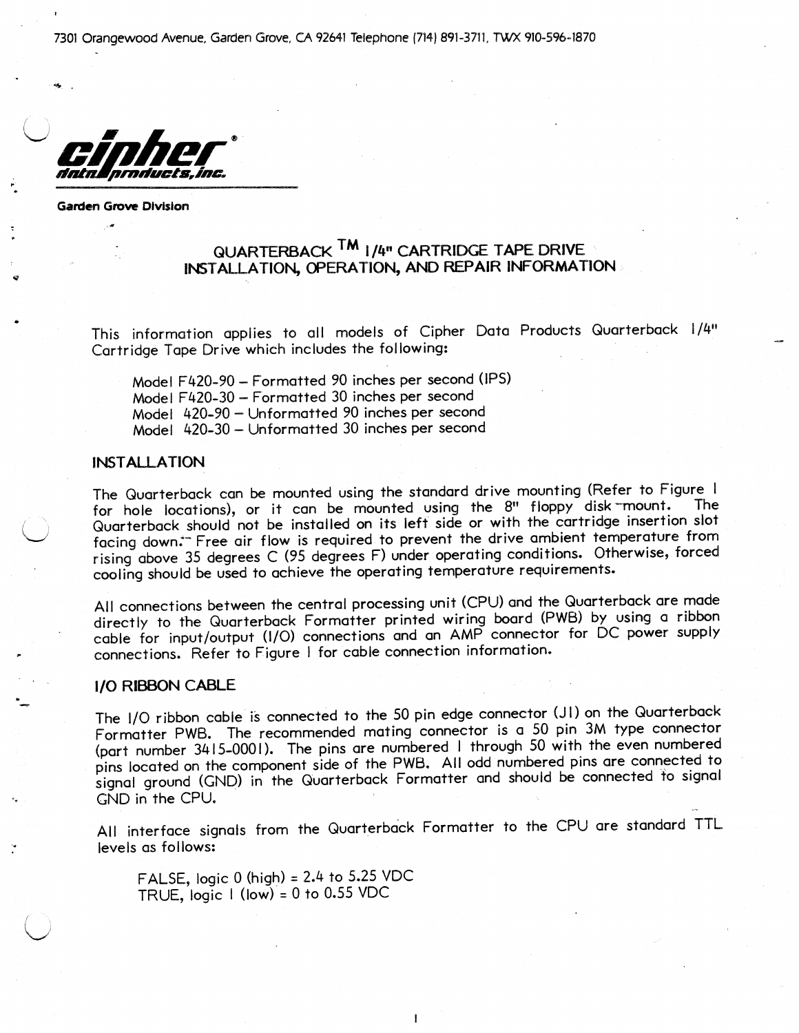7301 Orangewood Avenue, Garden Grove, CA 92641 Telephone (714) 891-3711, TWX 910-596-1870

**cipher data products, inc.**

**Garden Grove Division**

# QUARTERBACK TM 1/4" CARTRIDGE TAPE DRIVE INSTALLATION, OPERATION, AND REPAIR INFORMATION

This information applies to all models of Cipher Data Products Quarterback 1/4" Cartridge Tape Drive which includes the following:

- Model F420-90 – Formatted 90 inches per second (IPS)
- Model F420-30 – Formatted 30 inches per second
- Model 420-90 – Unformatted 90 inches per second
- Model 420-30 – Unformatted 30 inches per second

## INSTALLATION

The Quarterback can be mounted using the standard drive mounting (Refer to Figure 1 for hole locations), or it can be mounted using the 8" floppy disk mount. The Quarterback should not be installed on its left side or with the cartridge insertion slot facing down. Free air flow is required to prevent the drive ambient temperature from rising above 35 degrees C (95 degrees F) under operating conditions. Otherwise, forced cooling should be used to achieve the operating temperature requirements.

All connections between the central processing unit (CPU) and the Quarterback are made directly to the Quarterback Formatter printed wiring board (PWB) by using a ribbon cable for input/output (I/O) connections and an AMP connector for DC power supply connections. Refer to Figure 1 for cable connection information.

## I/O RIBBON CABLE

The I/O ribbon cable is connected to the 50 pin edge connector (J1) on the Quarterback Formatter PWB. The recommended mating connector is a 50 pin 3M type connector (part number 3415-0001). The pins are numbered 1 through 50 with the even numbered pins located on the component side of the PWB. All odd numbered pins are connected to signal ground (GND) in the Quarterback Formatter and should be connected to signal GND in the CPU.

All interface signals from the Quarterback Formatter to the CPU are standard TTL levels as follows:

FALSE, logic 0 (high) = 2.4 to 5.25 VDC
TRUE, logic 1 (low) = 0 to 0.55 VDC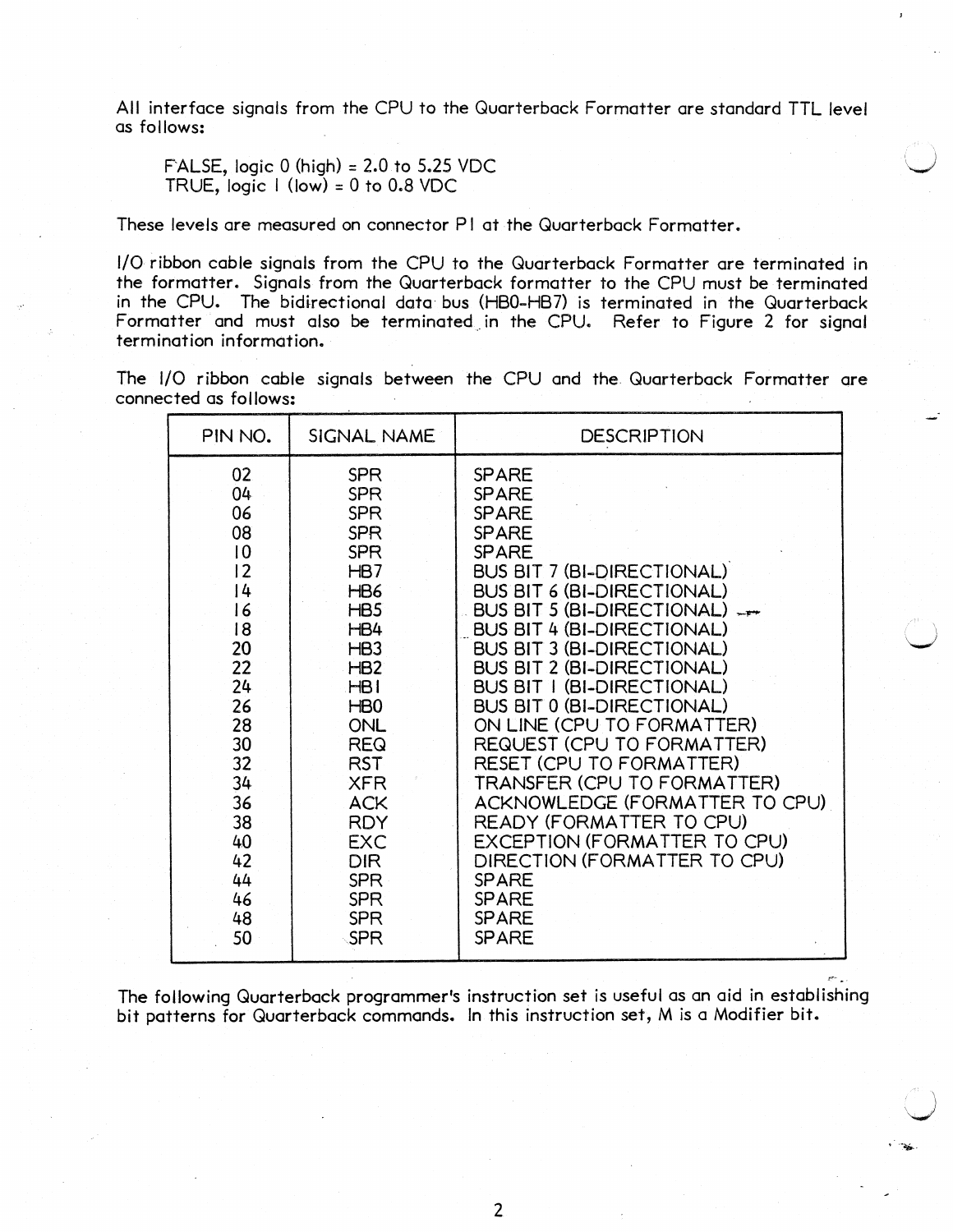All interface signals from the CPU to the Quarterback Formatter are standard TTL level as follows:

FALSE, logic 0 (high) = 2.0 to 5.25 VDC
TRUE, logic 1 (low) = 0 to 0.8 VDC

These levels are measured on connector P1 at the Quarterback Formatter.

I/O ribbon cable signals from the CPU to the Quarterback Formatter are terminated in the formatter. Signals from the Quarterback formatter to the CPU must be terminated in the CPU. The bidirectional data bus (HB0-HB7) is terminated in the Quarterback Formatter and must also be terminated in the CPU. Refer to Figure 2 for signal termination information.

The I/O ribbon cable signals between the CPU and the Quarterback Formatter are connected as follows:

| PIN NO. | SIGNAL NAME | DESCRIPTION |
|---|---|---|
| 02 | SPR | SPARE |
| 04 | SPR | SPARE |
| 06 | SPR | SPARE |
| 08 | SPR | SPARE |
| 10 | SPR | SPARE |
| 12 | HB7 | BUS BIT 7 (BI-DIRECTIONAL) |
| 14 | HB6 | BUS BIT 6 (BI-DIRECTIONAL) |
| 16 | HB5 | BUS BIT 5 (BI-DIRECTIONAL) |
| 18 | HB4 | BUS BIT 4 (BI-DIRECTIONAL) |
| 20 | HB3 | BUS BIT 3 (BI-DIRECTIONAL) |
| 22 | HB2 | BUS BIT 2 (BI-DIRECTIONAL) |
| 24 | HB1 | BUS BIT 1 (BI-DIRECTIONAL) |
| 26 | HB0 | BUS BIT 0 (BI-DIRECTIONAL) |
| 28 | ONL | ON LINE (CPU TO FORMATTER) |
| 30 | REQ | REQUEST (CPU TO FORMATTER) |
| 32 | RST | RESET (CPU TO FORMATTER) |
| 34 | XFR | TRANSFER (CPU TO FORMATTER) |
| 36 | ACK | ACKNOWLEDGE (FORMATTER TO CPU) |
| 38 | RDY | READY (FORMATTER TO CPU) |
| 40 | EXC | EXCEPTION (FORMATTER TO CPU) |
| 42 | DIR | DIRECTION (FORMATTER TO CPU) |
| 44 | SPR | SPARE |
| 46 | SPR | SPARE |
| 48 | SPR | SPARE |
| 50 | SPR | SPARE |

The following Quarterback programmer's instruction set is useful as an aid in establishing bit patterns for Quarterback commands. In this instruction set, M is a Modifier bit.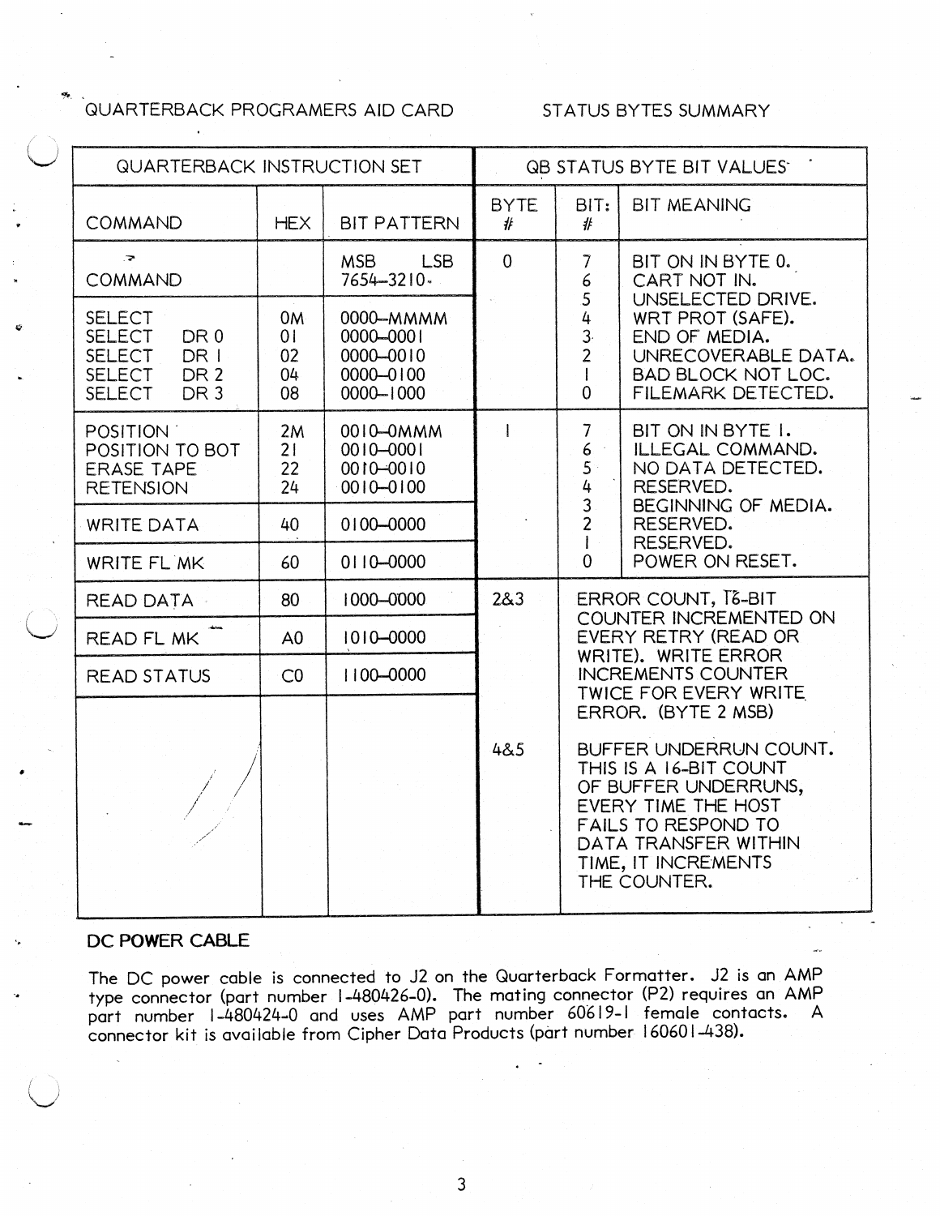QUARTERBACK PROGRAMERS AID CARD

STATUS BYTES SUMMARY

| QUARTERBACK INSTRUCTION SET | | |
|---|---|---|
| COMMAND | HEX | BIT PATTERN |
| COMMAND | | MSB LSB<br>7654–3210 |
| SELECT<br>SELECT DR 0<br>SELECT DR 1<br>SELECT DR 2<br>SELECT DR 3 | 0M<br>01<br>02<br>04<br>08 | 0000–MMMM<br>0000–0001<br>0000–0010<br>0000–0100<br>0000–1000 |
| POSITION<br>POSITION TO BOT<br>ERASE TAPE<br>RETENSION | 2M<br>21<br>22<br>24 | 0010–0MMM<br>0010–0001<br>0010–0010<br>0010–0100 |
| WRITE DATA | 40 | 0100–0000 |
| WRITE FL MK | 60 | 0110–0000 |
| READ DATA | 80 | 1000–0000 |
| READ FL MK | A0 | 1010–0000 |
| READ STATUS | C0 | 1100–0000 |

| QB STATUS BYTE BIT VALUES | | |
|---|---|---|
| BYTE # | BIT: # | BIT MEANING |
| 0 | 7 | BIT ON IN BYTE 0. |
| | 6 | CART NOT IN. |
| | 5 | UNSELECTED DRIVE. |
| | 4 | WRT PROT (SAFE). |
| | 3 | END OF MEDIA. |
| | 2 | UNRECOVERABLE DATA. |
| | 1 | BAD BLOCK NOT LOC. |
| | 0 | FILEMARK DETECTED. |
| 1 | 7 | BIT ON IN BYTE 1. |
| | 6 | ILLEGAL COMMAND. |
| | 5 | NO DATA DETECTED. |
| | 4 | RESERVED. |
| | 3 | BEGINNING OF MEDIA. |
| | 2 | RESERVED. |
| | 1 | RESERVED. |
| | 0 | POWER ON RESET. |
| 2&3 | ERROR COUNT, 16-BIT COUNTER INCREMENTED ON EVERY RETRY (READ OR WRITE). WRITE ERROR INCREMENTS COUNTER TWICE FOR EVERY WRITE ERROR. (BYTE 2 MSB) | |
| 4&5 | BUFFER UNDERRUN COUNT. THIS IS A 16-BIT COUNT OF BUFFER UNDERRUNS, EVERY TIME THE HOST FAILS TO RESPOND TO DATA TRANSFER WITHIN TIME, IT INCREMENTS THE COUNTER. | |

## DC POWER CABLE

The DC power cable is connected to J2 on the Quarterback Formatter. J2 is an AMP type connector (part number 1-480426-0). The mating connector (P2) requires an AMP part number 1-480424-0 and uses AMP part number 60619-1 female contacts. A connector kit is available from Cipher Data Products (part number 160601-438).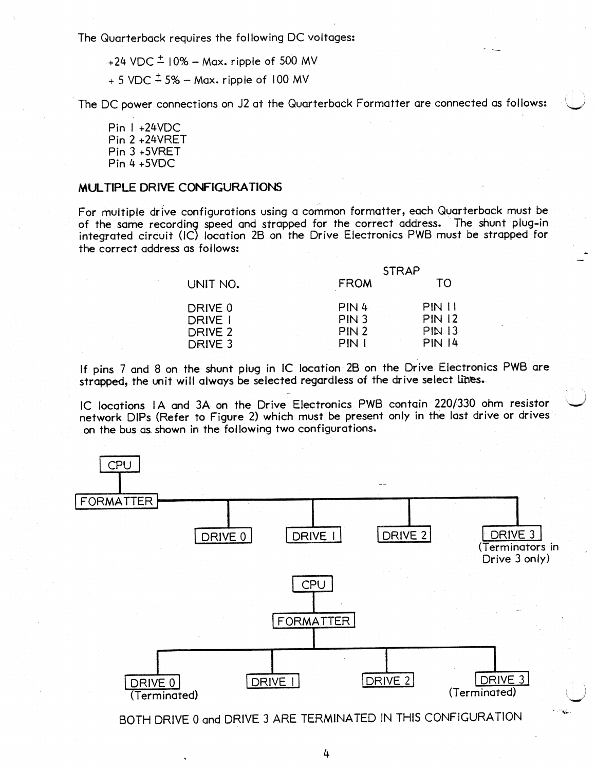The Quarterback requires the following DC voltages:

+24 VDC ± 10% – Max. ripple of 500 MV

+ 5 VDC ± 5% – Max. ripple of 100 MV

The DC power connections on J2 at the Quarterback Formatter are connected as follows:

Pin 1 +24VDC
Pin 2 +24VRET
Pin 3 +5VRET
Pin 4 +5VDC

## MULTIPLE DRIVE CONFIGURATIONS

For multiple drive configurations using a common formatter, each Quarterback must be of the same recording speed and strapped for the correct address. The shunt plug-in integrated circuit (IC) location 2B on the Drive Electronics PWB must be strapped for the correct address as follows:

| UNIT NO. | STRAP FROM | STRAP TO |
|---|---|---|
| DRIVE 0 | PIN 4 | PIN 11 |
| DRIVE 1 | PIN 3 | PIN 12 |
| DRIVE 2 | PIN 2 | PIN 13 |
| DRIVE 3 | PIN 1 | PIN 14 |

If pins 7 and 8 on the shunt plug in IC location 2B on the Drive Electronics PWB are strapped, the unit will always be selected regardless of the drive select lines.

IC locations 1A and 3A on the Drive Electronics PWB contain 220/330 ohm resistor network DIPs (Refer to Figure 2) which must be present only in the last drive or drives on the bus as shown in the following two configurations.

```
CPU
 |
FORMATTER ------------------------------------------------------
        |            |            |            |
     DRIVE 0      DRIVE 1      DRIVE 2      DRIVE 3
                                            (Terminators in
                                             Drive 3 only)
```

```
                         CPU
                          |
                      FORMATTER
                          |
   ---------------------------------------------------
   |             |                 |                 |
DRIVE 0       DRIVE 1           DRIVE 2           DRIVE 3
(Terminated)                                      (Terminated)
```

BOTH DRIVE 0 and DRIVE 3 ARE TERMINATED IN THIS CONFIGURATION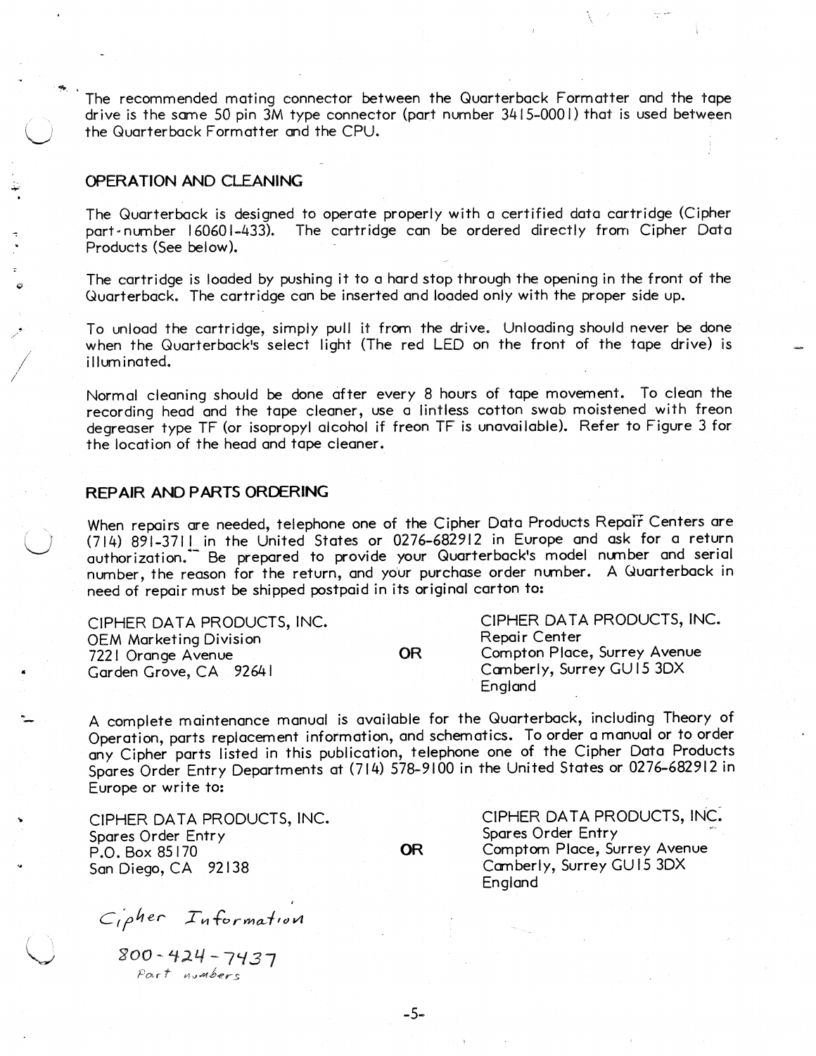The recommended mating connector between the Quarterback Formatter and the tape drive is the same 50 pin 3M type connector (part number 3415-0001) that is used between the Quarterback Formatter and the CPU.

## OPERATION AND CLEANING

The Quarterback is designed to operate properly with a certified data cartridge (Cipher part-number 160601-433). The cartridge can be ordered directly from Cipher Data Products (See below).

The cartridge is loaded by pushing it to a hard stop through the opening in the front of the Quarterback. The cartridge can be inserted and loaded only with the proper side up.

To unload the cartridge, simply pull it from the drive. Unloading should never be done when the Quarterback's select light (The red LED on the front of the tape drive) is illuminated.

Normal cleaning should be done after every 8 hours of tape movement. To clean the recording head and the tape cleaner, use a lintless cotton swab moistened with freon degreaser type TF (or isopropyl alcohol if freon TF is unavailable). Refer to Figure 3 for the location of the head and tape cleaner.

## REPAIR AND PARTS ORDERING

When repairs are needed, telephone one of the Cipher Data Products Repair Centers are (714) 891-3711 in the United States or 0276-682912 in Europe and ask for a return authorization. Be prepared to provide your Quarterback's model number and serial number, the reason for the return, and your purchase order number. A Quarterback in need of repair must be shipped postpaid in its original carton to:

CIPHER DATA PRODUCTS, INC.
OEM Marketing Division
7221 Orange Avenue
Garden Grove, CA 92641

**OR**

CIPHER DATA PRODUCTS, INC.
Repair Center
Compton Place, Surrey Avenue
Camberly, Surrey GU15 3DX
England

A complete maintenance manual is available for the Quarterback, including Theory of Operation, parts replacement information, and schematics. To order a manual or to order any Cipher parts listed in this publication, telephone one of the Cipher Data Products Spares Order Entry Departments at (714) 578-9100 in the United States or 0276-682912 in Europe or write to:

CIPHER DATA PRODUCTS, INC.
Spares Order Entry
P.O. Box 85170
San Diego, CA 92138

**OR**

CIPHER DATA PRODUCTS, INC.
Spares Order Entry
Comptom Place, Surrey Avenue
Camberly, Surrey GU15 3DX
England

*Cipher Information*

*800-424-7437*

*Part numbers*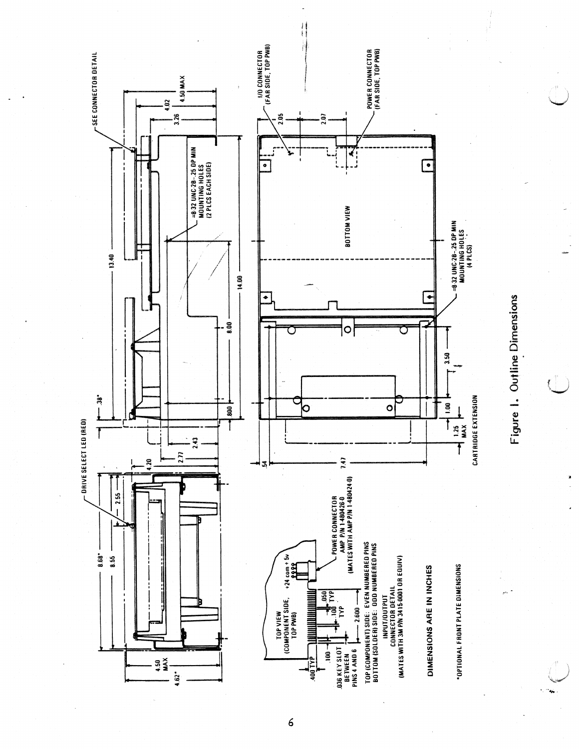DIMENSIONS ARE IN INCHES

*OPTIONAL FRONT PLATE DIMENSIONS

Figure 1. Outline Dimensions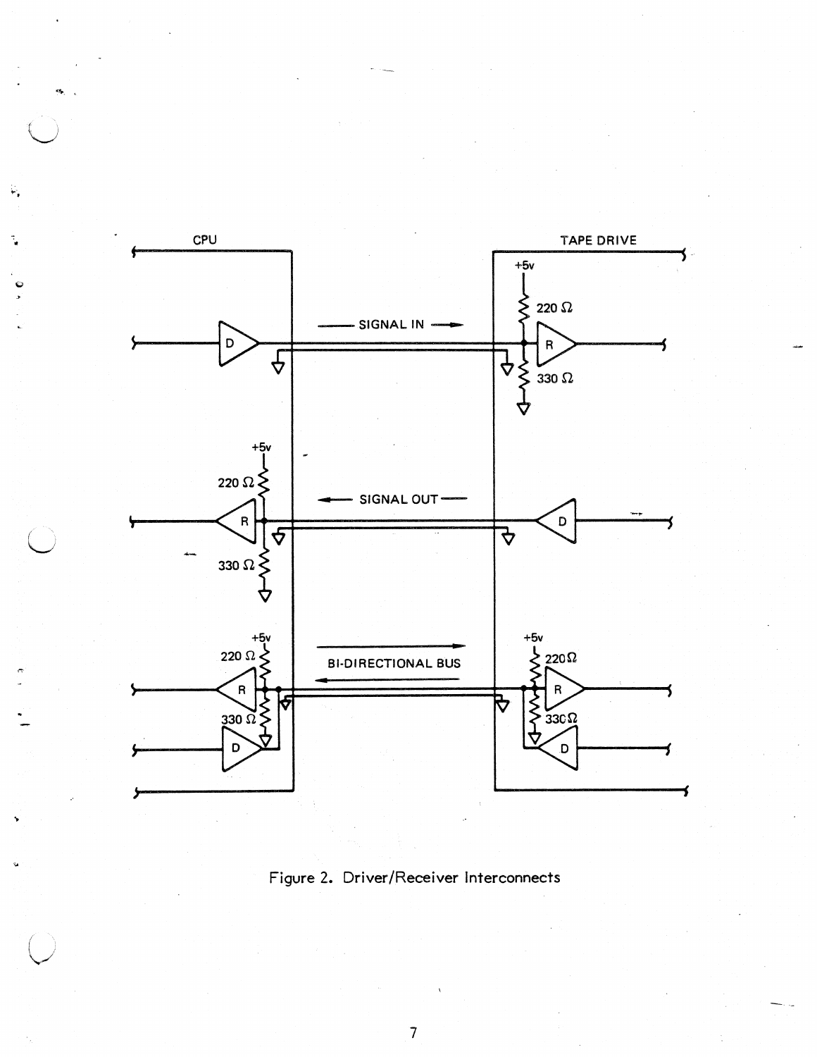Figure 2. Driver/Receiver Interconnects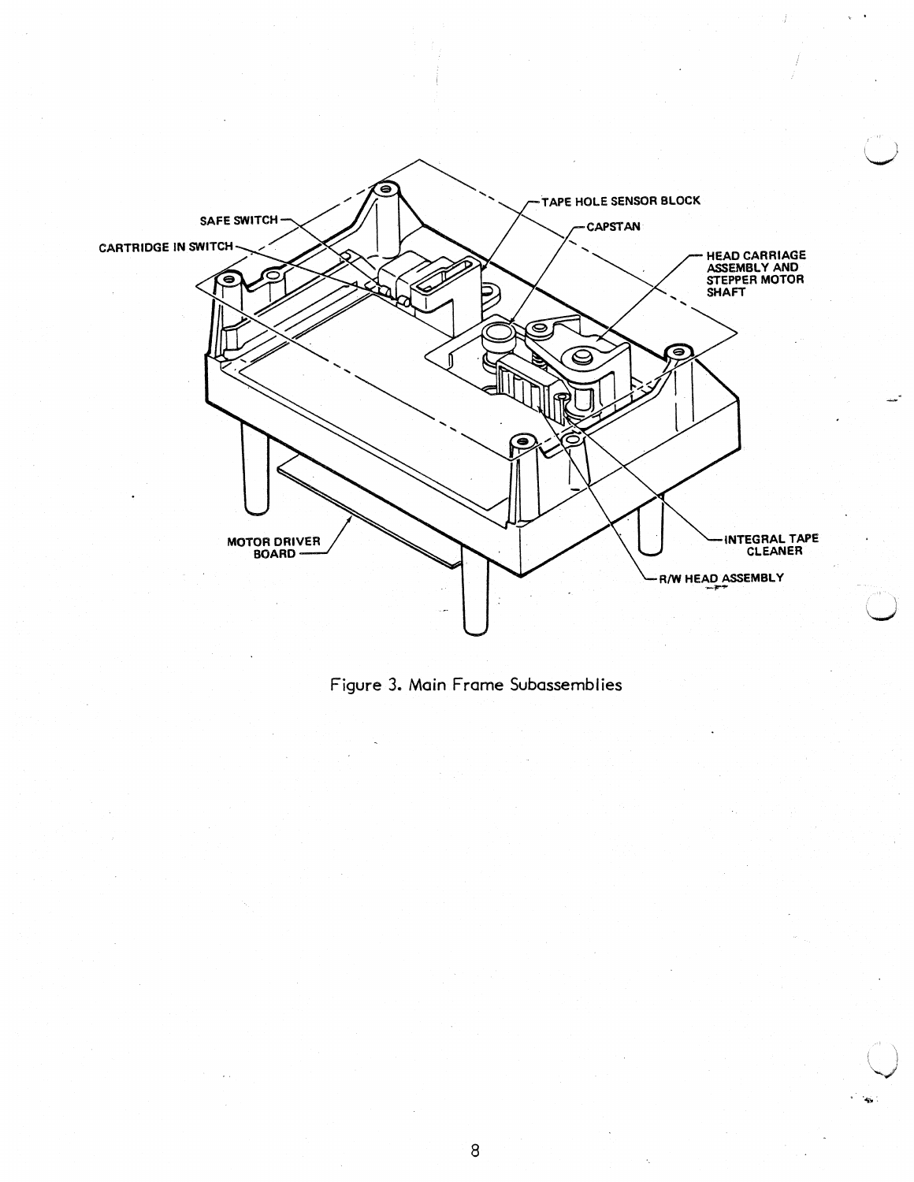SAFE SWITCH

CARTRIDGE IN SWITCH

TAPE HOLE SENSOR BLOCK

CAPSTAN

HEAD CARRIAGE ASSEMBLY AND STEPPER MOTOR SHAFT

MOTOR DRIVER BOARD

INTEGRAL TAPE CLEANER

R/W HEAD ASSEMBLY

Figure 3. Main Frame Subassemblies